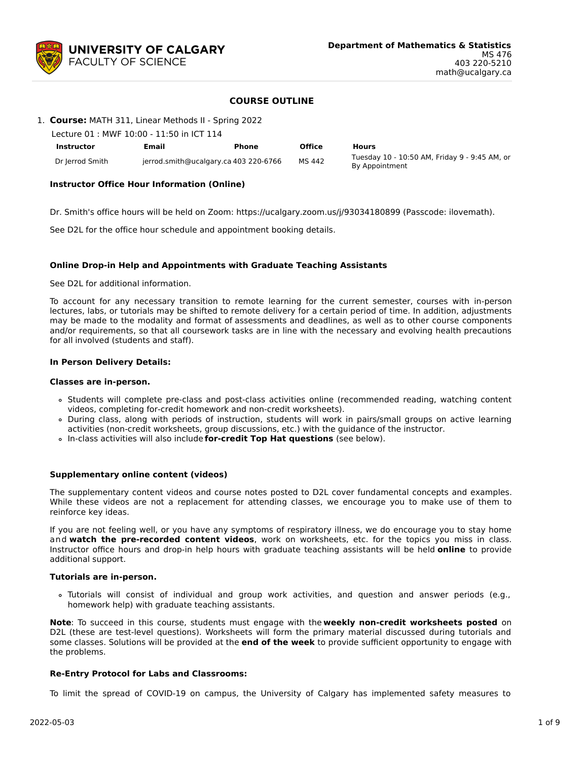**UNIVERSITY OF CALGARY**
FACULTY OF SCIENCE

**Department of Mathematics & Statistics**
MS 476
403 220-5210
math@ucalgary.ca

# COURSE OUTLINE

1. **Course:** MATH 311, Linear Methods II - Spring 2022

   Lecture 01 : MWF 10:00 - 11:50 in ICT 114

| Instructor | Email | Phone | Office | Hours |
|---|---|---|---|---|
| Dr Jerrod Smith | jerrod.smith@ucalgary.ca | 403 220-6766 | MS 442 | Tuesday 10 - 10:50 AM, Friday 9 - 9:45 AM, or By Appointment |

**Instructor Office Hour Information (Online)**

Dr. Smith's office hours will be held on Zoom: https://ucalgary.zoom.us/j/93034180899 (Passcode: ilovemath).

See D2L for the office hour schedule and appointment booking details.

**Online Drop-in Help and Appointments with Graduate Teaching Assistants**

See D2L for additional information.

To account for any necessary transition to remote learning for the current semester, courses with in-person lectures, labs, or tutorials may be shifted to remote delivery for a certain period of time. In addition, adjustments may be made to the modality and format of assessments and deadlines, as well as to other course components and/or requirements, so that all coursework tasks are in line with the necessary and evolving health precautions for all involved (students and staff).

**In Person Delivery Details:**

**Classes are in-person.**

- Students will complete pre-class and post-class activities online (recommended reading, watching content videos, completing for-credit homework and non-credit worksheets).
- During class, along with periods of instruction, students will work in pairs/small groups on active learning activities (non-credit worksheets, group discussions, etc.) with the guidance of the instructor.
- In-class activities will also include **for-credit Top Hat questions** (see below).

**Supplementary online content (videos)**

The supplementary content videos and course notes posted to D2L cover fundamental concepts and examples. While these videos are not a replacement for attending classes, we encourage you to make use of them to reinforce key ideas.

If you are not feeling well, or you have any symptoms of respiratory illness, we do encourage you to stay home and **watch the pre-recorded content videos**, work on worksheets, etc. for the topics you miss in class. Instructor office hours and drop-in help hours with graduate teaching assistants will be held **online** to provide additional support.

**Tutorials are in-person.**

- Tutorials will consist of individual and group work activities, and question and answer periods (e.g., homework help) with graduate teaching assistants.

**Note**: To succeed in this course, students must engage with the **weekly non-credit worksheets posted** on D2L (these are test-level questions). Worksheets will form the primary material discussed during tutorials and some classes. Solutions will be provided at the **end of the week** to provide sufficient opportunity to engage with the problems.

**Re-Entry Protocol for Labs and Classrooms:**

To limit the spread of COVID-19 on campus, the University of Calgary has implemented safety measures to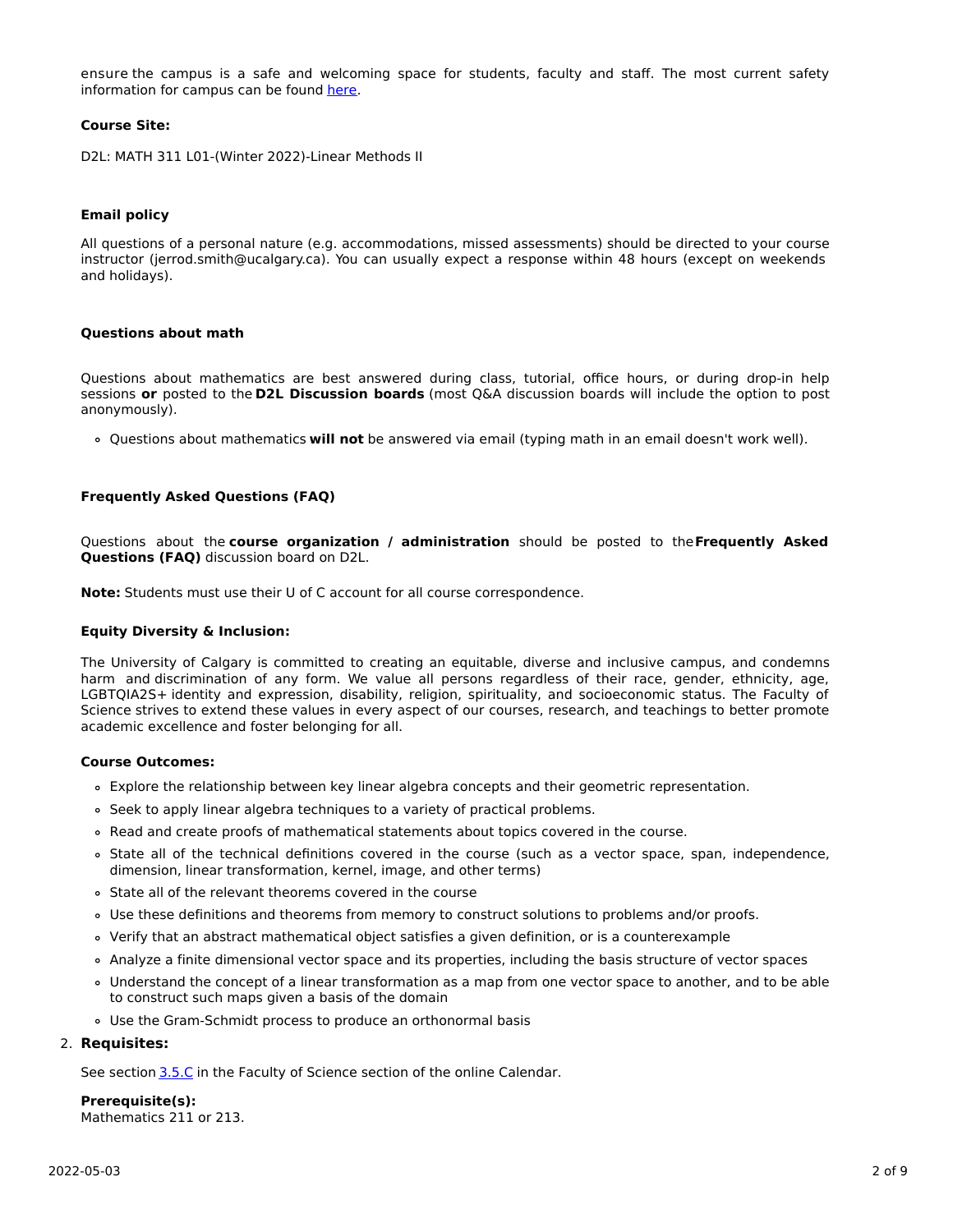ensure the campus is a safe and welcoming space for students, faculty and staff. The most current safety information for campus can be found here.

**Course Site:**

D2L: MATH 311 L01-(Winter 2022)-Linear Methods II

**Email policy**

All questions of a personal nature (e.g. accommodations, missed assessments) should be directed to your course instructor (jerrod.smith@ucalgary.ca). You can usually expect a response within 48 hours (except on weekends and holidays).

**Questions about math**

Questions about mathematics are best answered during class, tutorial, office hours, or during drop-in help sessions **or** posted to the **D2L Discussion boards** (most Q&A discussion boards will include the option to post anonymously).

- Questions about mathematics **will not** be answered via email (typing math in an email doesn't work well).

**Frequently Asked Questions (FAQ)**

Questions about the **course organization / administration** should be posted to the **Frequently Asked Questions (FAQ)** discussion board on D2L.

**Note:** Students must use their U of C account for all course correspondence.

**Equity Diversity & Inclusion:**

The University of Calgary is committed to creating an equitable, diverse and inclusive campus, and condemns harm and discrimination of any form. We value all persons regardless of their race, gender, ethnicity, age, LGBTQIA2S+ identity and expression, disability, religion, spirituality, and socioeconomic status. The Faculty of Science strives to extend these values in every aspect of our courses, research, and teachings to better promote academic excellence and foster belonging for all.

**Course Outcomes:**

- Explore the relationship between key linear algebra concepts and their geometric representation.
- Seek to apply linear algebra techniques to a variety of practical problems.
- Read and create proofs of mathematical statements about topics covered in the course.
- State all of the technical definitions covered in the course (such as a vector space, span, independence, dimension, linear transformation, kernel, image, and other terms)
- State all of the relevant theorems covered in the course
- Use these definitions and theorems from memory to construct solutions to problems and/or proofs.
- Verify that an abstract mathematical object satisfies a given definition, or is a counterexample
- Analyze a finite dimensional vector space and its properties, including the basis structure of vector spaces
- Understand the concept of a linear transformation as a map from one vector space to another, and to be able to construct such maps given a basis of the domain
- Use the Gram-Schmidt process to produce an orthonormal basis

2. **Requisites:**

See section 3.5.C in the Faculty of Science section of the online Calendar.

**Prerequisite(s):**
Mathematics 211 or 213.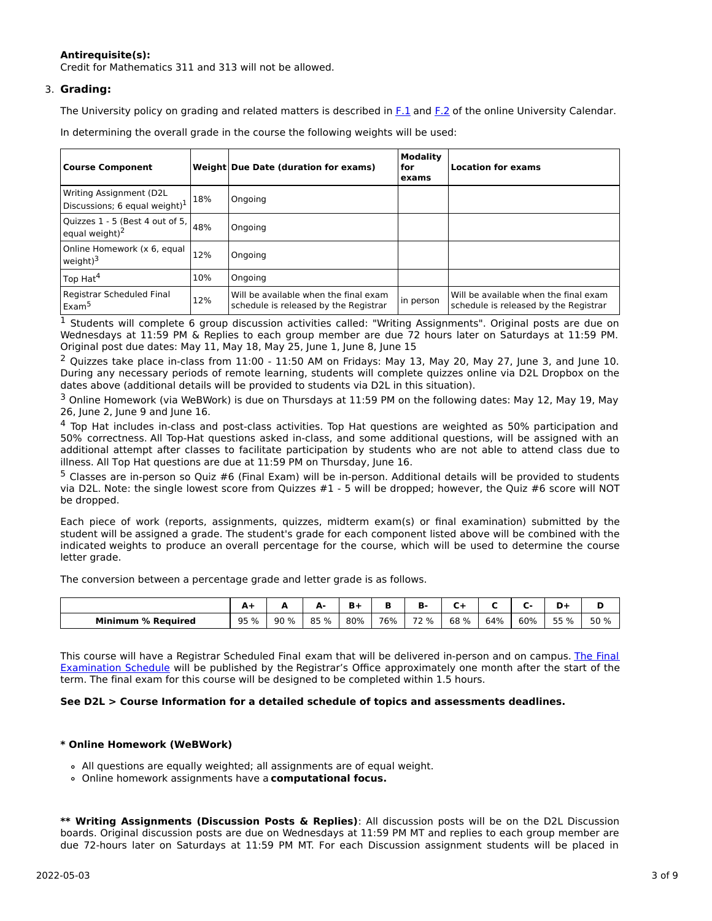**Antirequisite(s):**
Credit for Mathematics 311 and 313 will not be allowed.

3. **Grading:**

The University policy on grading and related matters is described in [F.1](#) and [F.2](#) of the online University Calendar.

In determining the overall grade in the course the following weights will be used:

| Course Component | Weight | Due Date (duration for exams) | Modality for exams | Location for exams |
|---|---|---|---|---|
| Writing Assignment (D2L Discussions; 6 equal weight)[1] | 18% | Ongoing | | |
| Quizzes 1 - 5 (Best 4 out of 5, equal weight)[2] | 48% | Ongoing | | |
| Online Homework (x 6, equal weight)[3] | 12% | Ongoing | | |
| Top Hat[4] | 10% | Ongoing | | |
| Registrar Scheduled Final Exam[5] | 12% | Will be available when the final exam schedule is released by the Registrar | in person | Will be available when the final exam schedule is released by the Registrar |

[1] Students will complete 6 group discussion activities called: "Writing Assignments". Original posts are due on Wednesdays at 11:59 PM & Replies to each group member are due 72 hours later on Saturdays at 11:59 PM. Original post due dates: May 11, May 18, May 25, June 1, June 8, June 15

[2] Quizzes take place in-class from 11:00 - 11:50 AM on Fridays: May 13, May 20, May 27, June 3, and June 10. During any necessary periods of remote learning, students will complete quizzes online via D2L Dropbox on the dates above (additional details will be provided to students via D2L in this situation).

[3] Online Homework (via WeBWork) is due on Thursdays at 11:59 PM on the following dates: May 12, May 19, May 26, June 2, June 9 and June 16.

[4] Top Hat includes in-class and post-class activities. Top Hat questions are weighted as 50% participation and 50% correctness. All Top-Hat questions asked in-class, and some additional questions, will be assigned with an additional attempt after classes to facilitate participation by students who are not able to attend class due to illness. All Top Hat questions are due at 11:59 PM on Thursday, June 16.

[5] Classes are in-person so Quiz #6 (Final Exam) will be in-person. Additional details will be provided to students via D2L. Note: the single lowest score from Quizzes #1 - 5 will be dropped; however, the Quiz #6 score will NOT be dropped.

Each piece of work (reports, assignments, quizzes, midterm exam(s) or final examination) submitted by the student will be assigned a grade. The student's grade for each component listed above will be combined with the indicated weights to produce an overall percentage for the course, which will be used to determine the course letter grade.

The conversion between a percentage grade and letter grade is as follows.

| | A+ | A | A- | B+ | B | B- | C+ | C | C- | D+ | D |
|---|---|---|---|---|---|---|---|---|---|---|---|
| **Minimum % Required** | 95 % | 90 % | 85 % | 80% | 76% | 72 % | 68 % | 64% | 60% | 55 % | 50 % |

This course will have a Registrar Scheduled Final exam that will be delivered in-person and on campus. [The Final Examination Schedule](#) will be published by the Registrar's Office approximately one month after the start of the term. The final exam for this course will be designed to be completed within 1.5 hours.

**See D2L > Course Information for a detailed schedule of topics and assessments deadlines.**

**\* Online Homework (WeBWork)**

- All questions are equally weighted; all assignments are of equal weight.
- Online homework assignments have a **computational focus.**

**\*\* Writing Assignments (Discussion Posts & Replies)**: All discussion posts will be on the D2L Discussion boards. Original discussion posts are due on Wednesdays at 11:59 PM MT and replies to each group member are due 72-hours later on Saturdays at 11:59 PM MT. For each Discussion assignment students will be placed in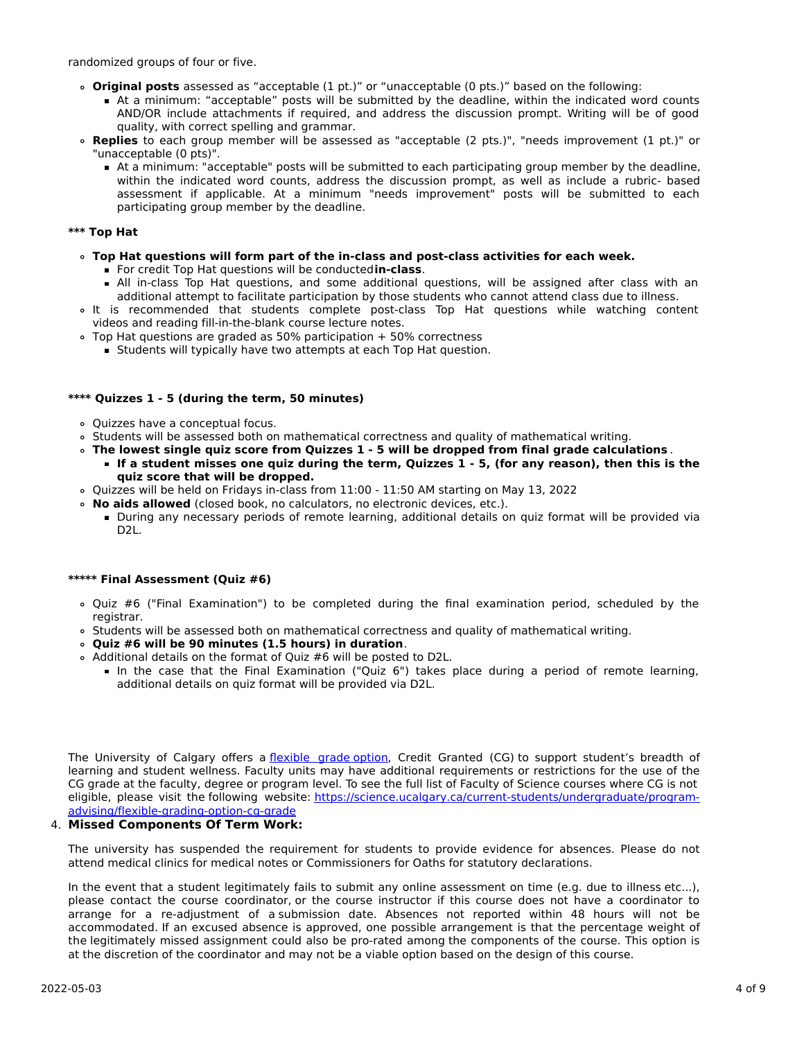randomized groups of four or five.

- **Original posts** assessed as "acceptable (1 pt.)" or "unacceptable (0 pts.)" based on the following:
  - At a minimum: "acceptable" posts will be submitted by the deadline, within the indicated word counts AND/OR include attachments if required, and address the discussion prompt. Writing will be of good quality, with correct spelling and grammar.
- **Replies** to each group member will be assessed as "acceptable (2 pts.)", "needs improvement (1 pt.)" or "unacceptable (0 pts)".
  - At a minimum: "acceptable" posts will be submitted to each participating group member by the deadline, within the indicated word counts, address the discussion prompt, as well as include a rubric- based assessment if applicable. At a minimum "needs improvement" posts will be submitted to each participating group member by the deadline.

**\*\*\* Top Hat**

- **Top Hat questions will form part of the in-class and post-class activities for each week.**
  - For credit Top Hat questions will be conducted **in-class**.
  - All in-class Top Hat questions, and some additional questions, will be assigned after class with an additional attempt to facilitate participation by those students who cannot attend class due to illness.
- It is recommended that students complete post-class Top Hat questions while watching content videos and reading fill-in-the-blank course lecture notes.
- Top Hat questions are graded as 50% participation + 50% correctness
  - Students will typically have two attempts at each Top Hat question.

**\*\*\*\* Quizzes 1 - 5 (during the term, 50 minutes)**

- Quizzes have a conceptual focus.
- Students will be assessed both on mathematical correctness and quality of mathematical writing.
- **The lowest single quiz score from Quizzes 1 - 5 will be dropped from final grade calculations**.
  - **If a student misses one quiz during the term, Quizzes 1 - 5, (for any reason), then this is the quiz score that will be dropped.**
- Quizzes will be held on Fridays in-class from 11:00 - 11:50 AM starting on May 13, 2022
- **No aids allowed** (closed book, no calculators, no electronic devices, etc.).
  - During any necessary periods of remote learning, additional details on quiz format will be provided via D2L.

**\*\*\*\*\* Final Assessment (Quiz #6)**

- Quiz #6 ("Final Examination") to be completed during the final examination period, scheduled by the registrar.
- Students will be assessed both on mathematical correctness and quality of mathematical writing.
- **Quiz #6 will be 90 minutes (1.5 hours) in duration**.
- Additional details on the format of Quiz #6 will be posted to D2L.
  - In the case that the Final Examination ("Quiz 6") takes place during a period of remote learning, additional details on quiz format will be provided via D2L.

The University of Calgary offers a flexible grade option, Credit Granted (CG) to support student's breadth of learning and student wellness. Faculty units may have additional requirements or restrictions for the use of the CG grade at the faculty, degree or program level. To see the full list of Faculty of Science courses where CG is not eligible, please visit the following website: https://science.ucalgary.ca/current-students/undergraduate/program-advising/flexible-grading-option-cg-grade

4. **Missed Components Of Term Work:**

The university has suspended the requirement for students to provide evidence for absences. Please do not attend medical clinics for medical notes or Commissioners for Oaths for statutory declarations.

In the event that a student legitimately fails to submit any online assessment on time (e.g. due to illness etc...), please contact the course coordinator, or the course instructor if this course does not have a coordinator to arrange for a re-adjustment of a submission date. Absences not reported within 48 hours will not be accommodated. If an excused absence is approved, one possible arrangement is that the percentage weight of the legitimately missed assignment could also be pro-rated among the components of the course. This option is at the discretion of the coordinator and may not be a viable option based on the design of this course.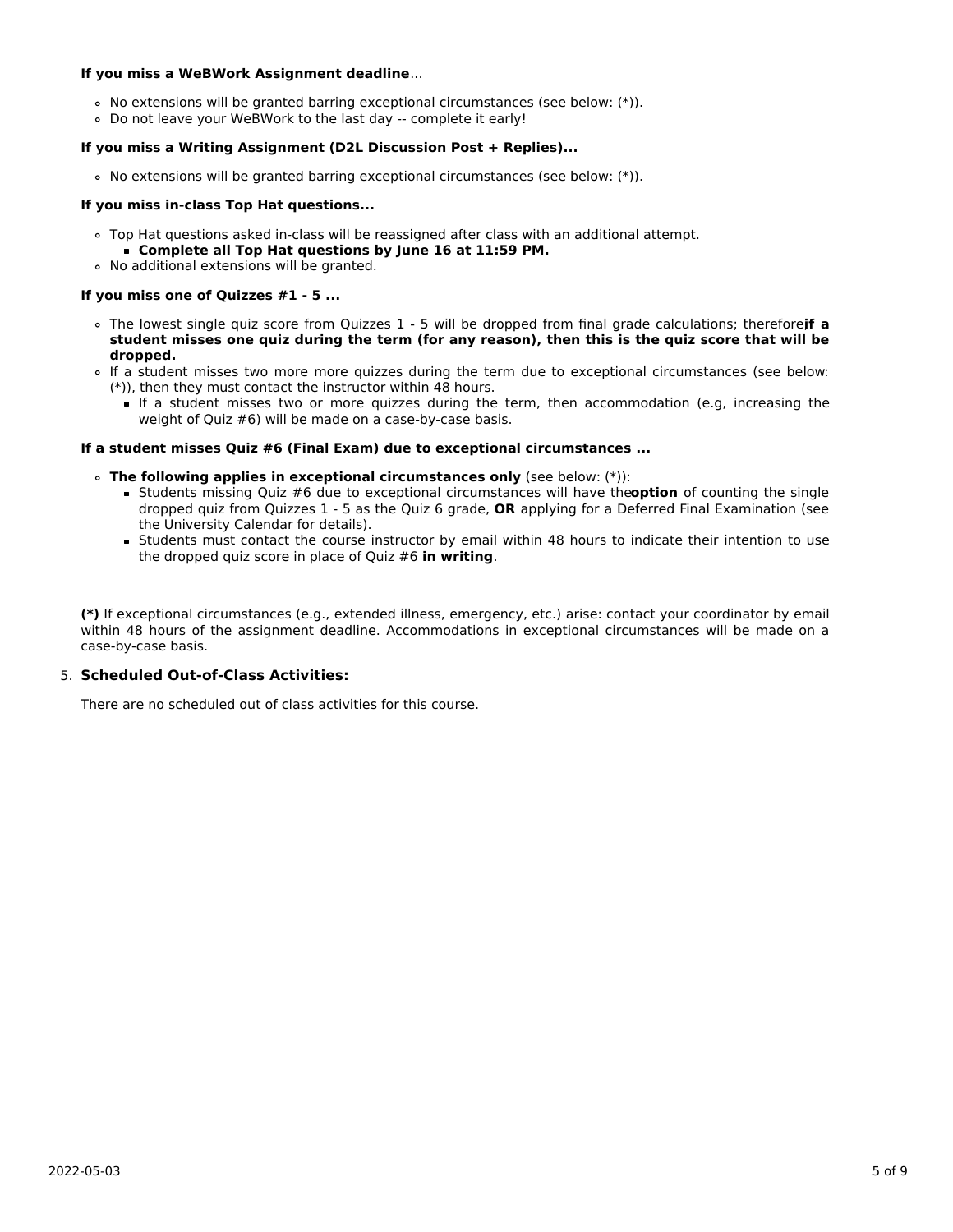**If you miss a WeBWork Assignment deadline**...

- No extensions will be granted barring exceptional circumstances (see below: (*)).
- Do not leave your WeBWork to the last day -- complete it early!

**If you miss a Writing Assignment (D2L Discussion Post + Replies)...**

- No extensions will be granted barring exceptional circumstances (see below: (*)).

**If you miss in-class Top Hat questions...**

- Top Hat questions asked in-class will be reassigned after class with an additional attempt.
  - **Complete all Top Hat questions by June 16 at 11:59 PM.**
- No additional extensions will be granted.

**If you miss one of Quizzes #1 - 5 ...**

- The lowest single quiz score from Quizzes 1 - 5 will be dropped from final grade calculations; therefore **if a student misses one quiz during the term (for any reason), then this is the quiz score that will be dropped.**
- If a student misses two more more quizzes during the term due to exceptional circumstances (see below: (*)), then they must contact the instructor within 48 hours.
  - If a student misses two or more quizzes during the term, then accommodation (e.g, increasing the weight of Quiz #6) will be made on a case-by-case basis.

**If a student misses Quiz #6 (Final Exam) due to exceptional circumstances ...**

- **The following applies in exceptional circumstances only** (see below: (*)):
  - Students missing Quiz #6 due to exceptional circumstances will have the **option** of counting the single dropped quiz from Quizzes 1 - 5 as the Quiz 6 grade, **OR** applying for a Deferred Final Examination (see the University Calendar for details).
  - Students must contact the course instructor by email within 48 hours to indicate their intention to use the dropped quiz score in place of Quiz #6 **in writing**.

**(*)** If exceptional circumstances (e.g., extended illness, emergency, etc.) arise: contact your coordinator by email within 48 hours of the assignment deadline. Accommodations in exceptional circumstances will be made on a case-by-case basis.

5. **Scheduled Out-of-Class Activities:**

There are no scheduled out of class activities for this course.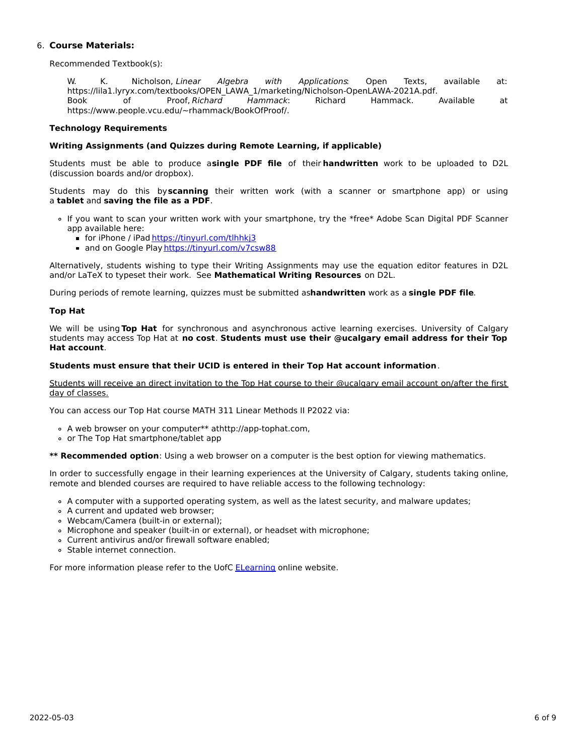6. **Course Materials:**

Recommended Textbook(s):

W. K. Nicholson, *Linear Algebra with Applications*: Open Texts, available at: https://lila1.lyryx.com/textbooks/OPEN_LAWA_1/marketing/Nicholson-OpenLAWA-2021A.pdf.
Book of Proof, *Richard Hammack*: Richard Hammack. Available at https://www.people.vcu.edu/~rhammack/BookOfProof/.

**Technology Requirements**

**Writing Assignments (and Quizzes during Remote Learning, if applicable)**

Students must be able to produce a **single PDF file** of their **handwritten** work to be uploaded to D2L (discussion boards and/or dropbox).

Students may do this by **scanning** their written work (with a scanner or smartphone app) or using a **tablet** and **saving the file as a PDF**.

- If you want to scan your written work with your smartphone, try the *free* Adobe Scan Digital PDF Scanner app available here:
  - for iPhone / iPad https://tinyurl.com/tlhhkj3
  - and on Google Play https://tinyurl.com/v7csw88

Alternatively, students wishing to type their Writing Assignments may use the equation editor features in D2L and/or LaTeX to typeset their work. See **Mathematical Writing Resources** on D2L.

During periods of remote learning, quizzes must be submitted as **handwritten** work as a **single PDF file**.

**Top Hat**

We will be using **Top Hat** for synchronous and asynchronous active learning exercises. University of Calgary students may access Top Hat at **no cost**. **Students must use their @ucalgary email address for their Top Hat account**.

**Students must ensure that their UCID is entered in their Top Hat account information**.

Students will receive an direct invitation to the Top Hat course to their @ucalgary email account on/after the first day of classes.

You can access our Top Hat course MATH 311 Linear Methods II P2022 via:

- A web browser on your computer** at http://app-tophat.com,
- or The Top Hat smartphone/tablet app

**** Recommended option**: Using a web browser on a computer is the best option for viewing mathematics.

In order to successfully engage in their learning experiences at the University of Calgary, students taking online, remote and blended courses are required to have reliable access to the following technology:

- A computer with a supported operating system, as well as the latest security, and malware updates;
- A current and updated web browser;
- Webcam/Camera (built-in or external);
- Microphone and speaker (built-in or external), or headset with microphone;
- Current antivirus and/or firewall software enabled;
- Stable internet connection.

For more information please refer to the UofC ELearning online website.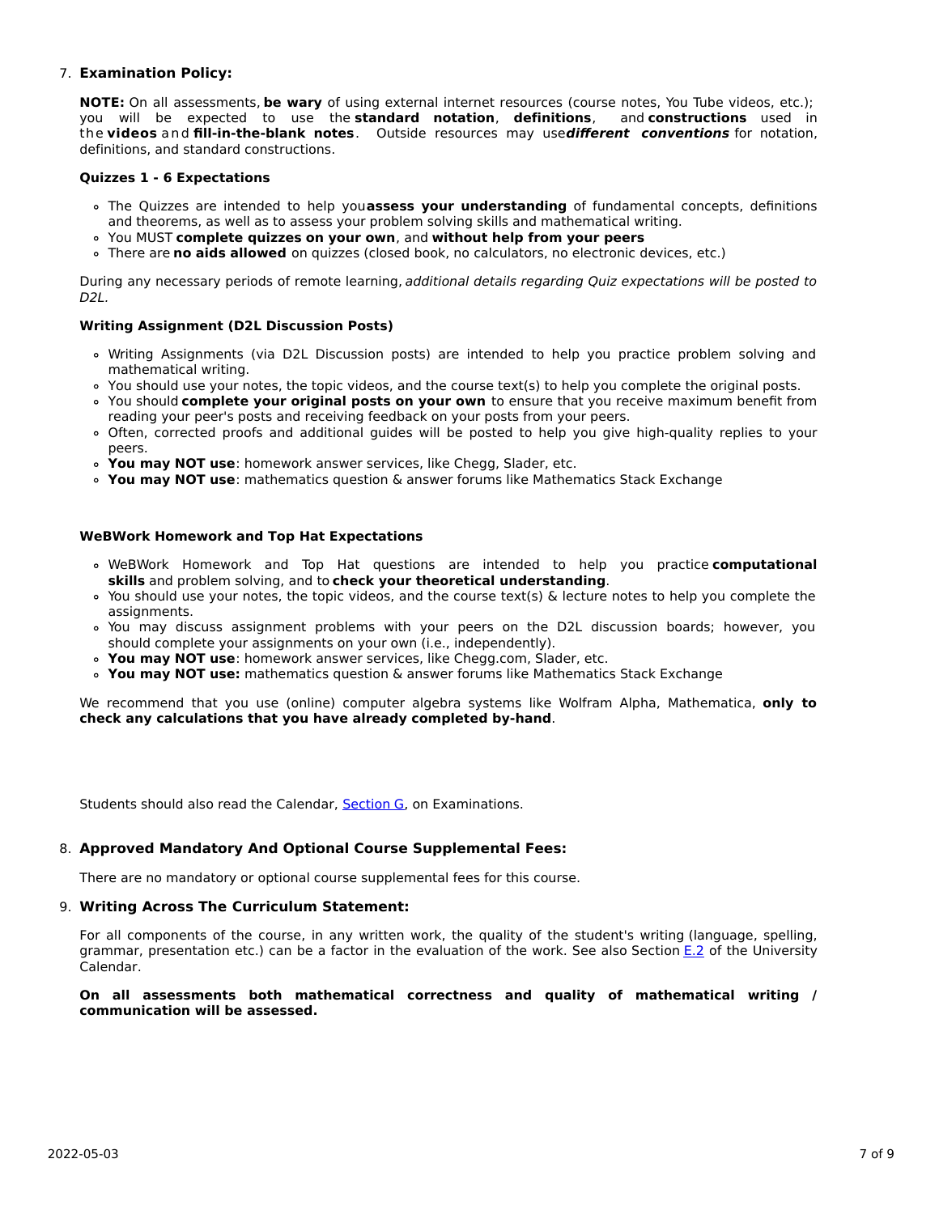7. **Examination Policy:**

   **NOTE:** On all assessments, **be wary** of using external internet resources (course notes, You Tube videos, etc.); you will be expected to use the **standard notation**, **definitions**, and **constructions** used in the **videos** and **fill-in-the-blank notes**. Outside resources may use ***different conventions*** for notation, definitions, and standard constructions.

   **Quizzes 1 - 6 Expectations**

   - The Quizzes are intended to help you **assess your understanding** of fundamental concepts, definitions and theorems, as well as to assess your problem solving skills and mathematical writing.
   - You MUST **complete quizzes on your own**, and **without help from your peers**
   - There are **no aids allowed** on quizzes (closed book, no calculators, no electronic devices, etc.)

   During any necessary periods of remote learning, *additional details regarding Quiz expectations will be posted to D2L*.

   **Writing Assignment (D2L Discussion Posts)**

   - Writing Assignments (via D2L Discussion posts) are intended to help you practice problem solving and mathematical writing.
   - You should use your notes, the topic videos, and the course text(s) to help you complete the original posts.
   - You should **complete your original posts on your own** to ensure that you receive maximum benefit from reading your peer's posts and receiving feedback on your posts from your peers.
   - Often, corrected proofs and additional guides will be posted to help you give high-quality replies to your peers.
   - **You may NOT use**: homework answer services, like Chegg, Slader, etc.
   - **You may NOT use**: mathematics question & answer forums like Mathematics Stack Exchange

   **WeBWork Homework and Top Hat Expectations**

   - WeBWork Homework and Top Hat questions are intended to help you practice **computational skills** and problem solving, and to **check your theoretical understanding**.
   - You should use your notes, the topic videos, and the course text(s) & lecture notes to help you complete the assignments.
   - You may discuss assignment problems with your peers on the D2L discussion boards; however, you should complete your assignments on your own (i.e., independently).
   - **You may NOT use**: homework answer services, like Chegg.com, Slader, etc.
   - **You may NOT use:** mathematics question & answer forums like Mathematics Stack Exchange

   We recommend that you use (online) computer algebra systems like Wolfram Alpha, Mathematica, **only to check any calculations that you have already completed by-hand**.

   Students should also read the Calendar, Section G, on Examinations.

8. **Approved Mandatory And Optional Course Supplemental Fees:**

   There are no mandatory or optional course supplemental fees for this course.

9. **Writing Across The Curriculum Statement:**

   For all components of the course, in any written work, the quality of the student's writing (language, spelling, grammar, presentation etc.) can be a factor in the evaluation of the work. See also Section E.2 of the University Calendar.

   **On all assessments both mathematical correctness and quality of mathematical writing / communication will be assessed.**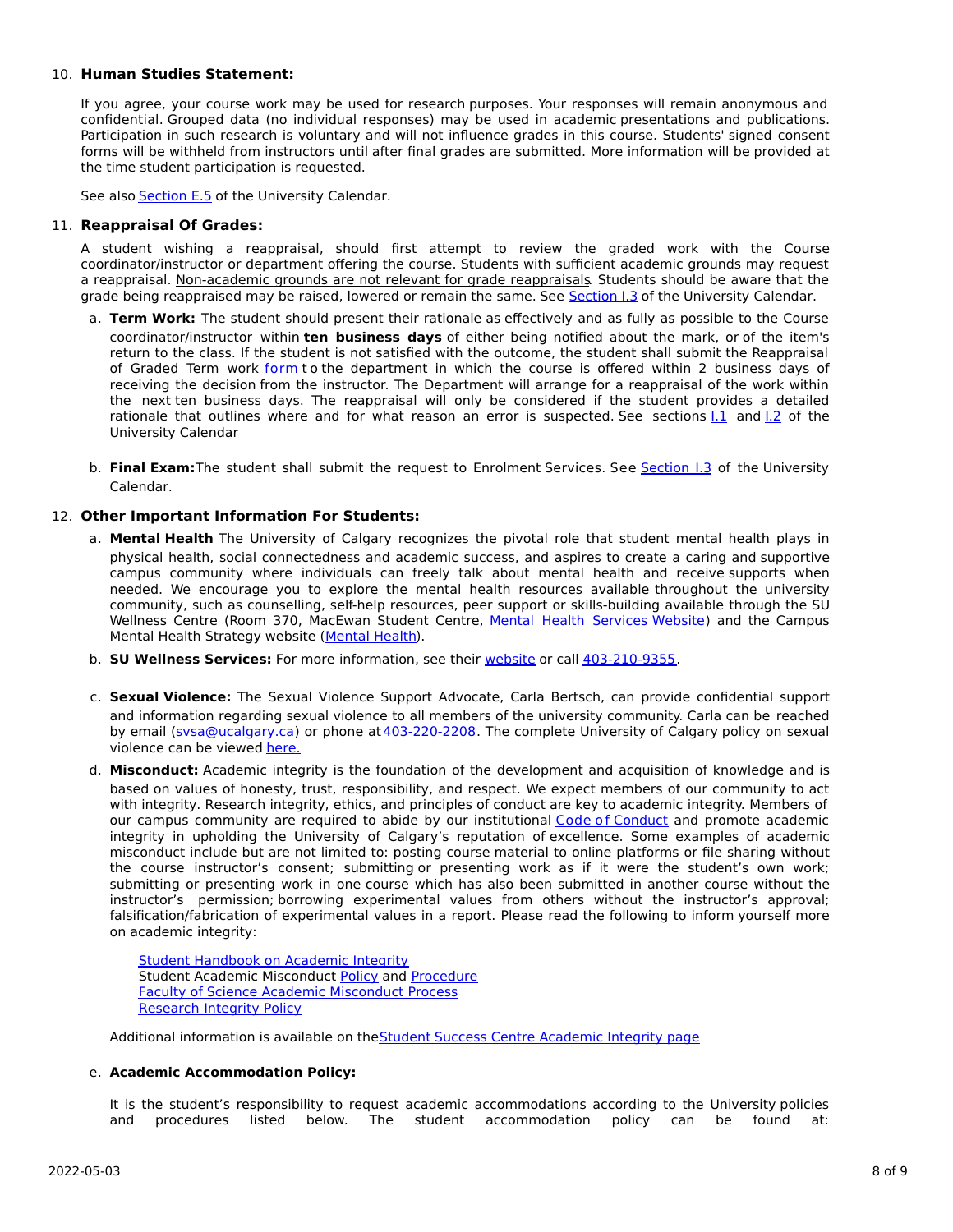10. **Human Studies Statement:**

    If you agree, your course work may be used for research purposes. Your responses will remain anonymous and confidential. Grouped data (no individual responses) may be used in academic presentations and publications. Participation in such research is voluntary and will not influence grades in this course. Students' signed consent forms will be withheld from instructors until after final grades are submitted. More information will be provided at the time student participation is requested.

    See also Section E.5 of the University Calendar.

11. **Reappraisal Of Grades:**

    A student wishing a reappraisal, should first attempt to review the graded work with the Course coordinator/instructor or department offering the course. Students with sufficient academic grounds may request a reappraisal. Non-academic grounds are not relevant for grade reappraisals. Students should be aware that the grade being reappraised may be raised, lowered or remain the same. See Section I.3 of the University Calendar.

    a. **Term Work:** The student should present their rationale as effectively and as fully as possible to the Course coordinator/instructor within **ten business days** of either being notified about the mark, or of the item's return to the class. If the student is not satisfied with the outcome, the student shall submit the Reappraisal of Graded Term work form to the department in which the course is offered within 2 business days of receiving the decision from the instructor. The Department will arrange for a reappraisal of the work within the next ten business days. The reappraisal will only be considered if the student provides a detailed rationale that outlines where and for what reason an error is suspected. See sections I.1 and I.2 of the University Calendar

    b. **Final Exam:** The student shall submit the request to Enrolment Services. See Section I.3 of the University Calendar.

12. **Other Important Information For Students:**

    a. **Mental Health** The University of Calgary recognizes the pivotal role that student mental health plays in physical health, social connectedness and academic success, and aspires to create a caring and supportive campus community where individuals can freely talk about mental health and receive supports when needed. We encourage you to explore the mental health resources available throughout the university community, such as counselling, self-help resources, peer support or skills-building available through the SU Wellness Centre (Room 370, MacEwan Student Centre, Mental Health Services Website) and the Campus Mental Health Strategy website (Mental Health).

    b. **SU Wellness Services:** For more information, see their website or call 403-210-9355.

    c. **Sexual Violence:** The Sexual Violence Support Advocate, Carla Bertsch, can provide confidential support and information regarding sexual violence to all members of the university community. Carla can be reached by email (svsa@ucalgary.ca) or phone at 403-220-2208. The complete University of Calgary policy on sexual violence can be viewed here.

    d. **Misconduct:** Academic integrity is the foundation of the development and acquisition of knowledge and is based on values of honesty, trust, responsibility, and respect. We expect members of our community to act with integrity. Research integrity, ethics, and principles of conduct are key to academic integrity. Members of our campus community are required to abide by our institutional Code of Conduct and promote academic integrity in upholding the University of Calgary's reputation of excellence. Some examples of academic misconduct include but are not limited to: posting course material to online platforms or file sharing without the course instructor's consent; submitting or presenting work as if it were the student's own work; submitting or presenting work in one course which has also been submitted in another course without the instructor's permission; borrowing experimental values from others without the instructor's approval; falsification/fabrication of experimental values in a report. Please read the following to inform yourself more on academic integrity:

        Student Handbook on Academic Integrity
        Student Academic Misconduct Policy and Procedure
        Faculty of Science Academic Misconduct Process
        Research Integrity Policy

    Additional information is available on the Student Success Centre Academic Integrity page

    e. **Academic Accommodation Policy:**

    It is the student's responsibility to request academic accommodations according to the University policies and procedures listed below. The student accommodation policy can be found at: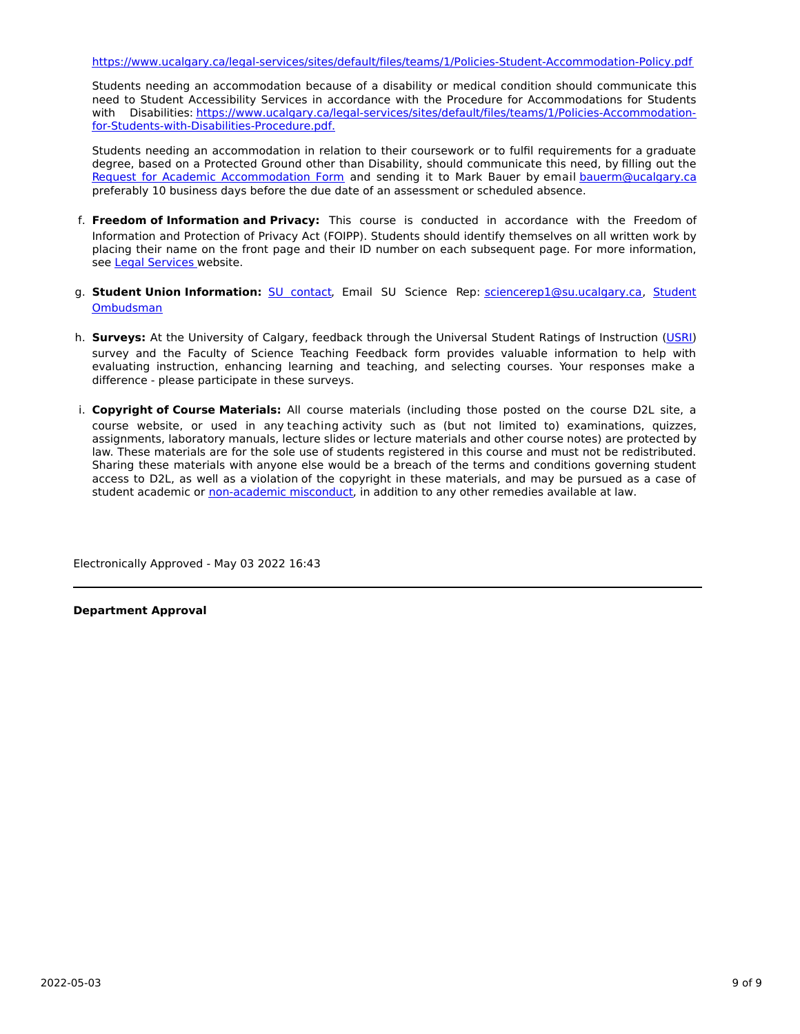https://www.ucalgary.ca/legal-services/sites/default/files/teams/1/Policies-Student-Accommodation-Policy.pdf

Students needing an accommodation because of a disability or medical condition should communicate this need to Student Accessibility Services in accordance with the Procedure for Accommodations for Students with Disabilities: https://www.ucalgary.ca/legal-services/sites/default/files/teams/1/Policies-Accommodation-for-Students-with-Disabilities-Procedure.pdf.

Students needing an accommodation in relation to their coursework or to fulfil requirements for a graduate degree, based on a Protected Ground other than Disability, should communicate this need, by filling out the Request for Academic Accommodation Form and sending it to Mark Bauer by email bauerm@ucalgary.ca preferably 10 business days before the due date of an assessment or scheduled absence.

f. **Freedom of Information and Privacy:** This course is conducted in accordance with the Freedom of Information and Protection of Privacy Act (FOIPP). Students should identify themselves on all written work by placing their name on the front page and their ID number on each subsequent page. For more information, see Legal Services website.

g. **Student Union Information:** SU contact, Email SU Science Rep: sciencerep1@su.ucalgary.ca, Student Ombudsman

h. **Surveys:** At the University of Calgary, feedback through the Universal Student Ratings of Instruction (USRI) survey and the Faculty of Science Teaching Feedback form provides valuable information to help with evaluating instruction, enhancing learning and teaching, and selecting courses. Your responses make a difference - please participate in these surveys.

i. **Copyright of Course Materials:** All course materials (including those posted on the course D2L site, a course website, or used in any teaching activity such as (but not limited to) examinations, quizzes, assignments, laboratory manuals, lecture slides or lecture materials and other course notes) are protected by law. These materials are for the sole use of students registered in this course and must not be redistributed. Sharing these materials with anyone else would be a breach of the terms and conditions governing student access to D2L, as well as a violation of the copyright in these materials, and may be pursued as a case of student academic or non-academic misconduct, in addition to any other remedies available at law.

Electronically Approved - May 03 2022 16:43

---

**Department Approval**